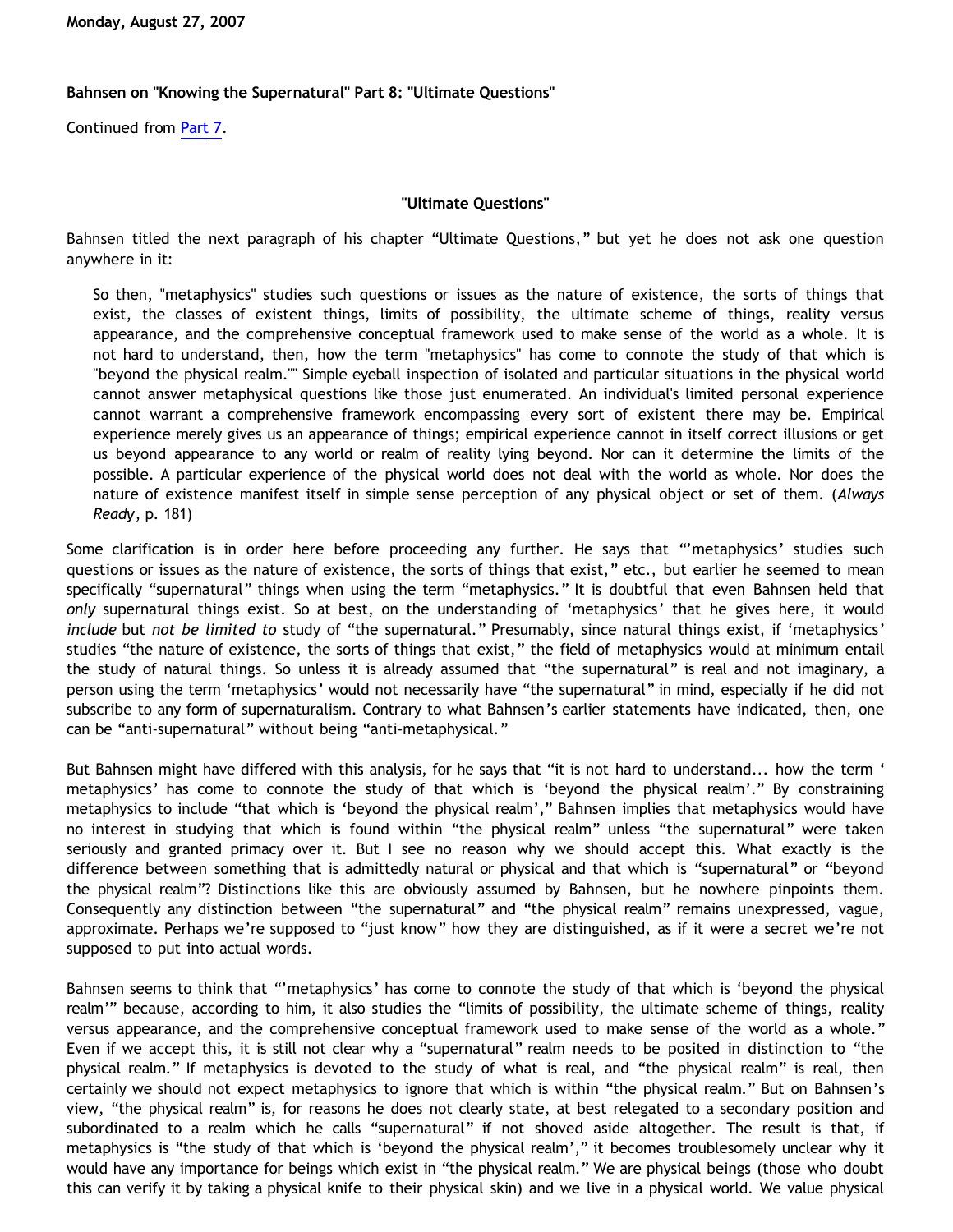**Monday, August 27, 2007**

## Bahnsen on "Knowing the Supernatural" Part 8: "Ultimate Questions"

Continued from [Part 7](#).

### "Ultimate Questions"

Bahnsen titled the next paragraph of his chapter "Ultimate Questions," but yet he does not ask one question anywhere in it:

> So then, "metaphysics" studies such questions or issues as the nature of existence, the sorts of things that exist, the classes of existent things, limits of possibility, the ultimate scheme of things, reality versus appearance, and the comprehensive conceptual framework used to make sense of the world as a whole. It is not hard to understand, then, how the term "metaphysics" has come to connote the study of that which is "beyond the physical realm."" Simple eyeball inspection of isolated and particular situations in the physical world cannot answer metaphysical questions like those just enumerated. An individual's limited personal experience cannot warrant a comprehensive framework encompassing every sort of existent there may be. Empirical experience merely gives us an appearance of things; empirical experience cannot in itself correct illusions or get us beyond appearance to any world or realm of reality lying beyond. Nor can it determine the limits of the possible. A particular experience of the physical world does not deal with the world as whole. Nor does the nature of existence manifest itself in simple sense perception of any physical object or set of them. (*Always Ready*, p. 181)

Some clarification is in order here before proceeding any further. He says that "'metaphysics' studies such questions or issues as the nature of existence, the sorts of things that exist," etc., but earlier he seemed to mean specifically "supernatural" things when using the term "metaphysics." It is doubtful that even Bahnsen held that *only* supernatural things exist. So at best, on the understanding of 'metaphysics' that he gives here, it would *include* but *not be limited to* study of "the supernatural." Presumably, since natural things exist, if 'metaphysics' studies "the nature of existence, the sorts of things that exist," the field of metaphysics would at minimum entail the study of natural things. So unless it is already assumed that "the supernatural" is real and not imaginary, a person using the term 'metaphysics' would not necessarily have "the supernatural" in mind, especially if he did not subscribe to any form of supernaturalism. Contrary to what Bahnsen's earlier statements have indicated, then, one can be "anti-supernatural" without being "anti-metaphysical."

But Bahnsen might have differed with this analysis, for he says that "it is not hard to understand... how the term ' metaphysics' has come to connote the study of that which is 'beyond the physical realm'." By constraining metaphysics to include "that which is 'beyond the physical realm'," Bahnsen implies that metaphysics would have no interest in studying that which is found within "the physical realm" unless "the supernatural" were taken seriously and granted primacy over it. But I see no reason why we should accept this. What exactly is the difference between something that is admittedly natural or physical and that which is "supernatural" or "beyond the physical realm"? Distinctions like this are obviously assumed by Bahnsen, but he nowhere pinpoints them. Consequently any distinction between "the supernatural" and "the physical realm" remains unexpressed, vague, approximate. Perhaps we're supposed to "just know" how they are distinguished, as if it were a secret we're not supposed to put into actual words.

Bahnsen seems to think that "'metaphysics' has come to connote the study of that which is 'beyond the physical realm'" because, according to him, it also studies the "limits of possibility, the ultimate scheme of things, reality versus appearance, and the comprehensive conceptual framework used to make sense of the world as a whole." Even if we accept this, it is still not clear why a "supernatural" realm needs to be posited in distinction to "the physical realm." If metaphysics is devoted to the study of what is real, and "the physical realm" is real, then certainly we should not expect metaphysics to ignore that which is within "the physical realm." But on Bahnsen's view, "the physical realm" is, for reasons he does not clearly state, at best relegated to a secondary position and subordinated to a realm which he calls "supernatural" if not shoved aside altogether. The result is that, if metaphysics is "the study of that which is 'beyond the physical realm'," it becomes troublesomely unclear why it would have any importance for beings which exist in "the physical realm." We are physical beings (those who doubt this can verify it by taking a physical knife to their physical skin) and we live in a physical world. We value physical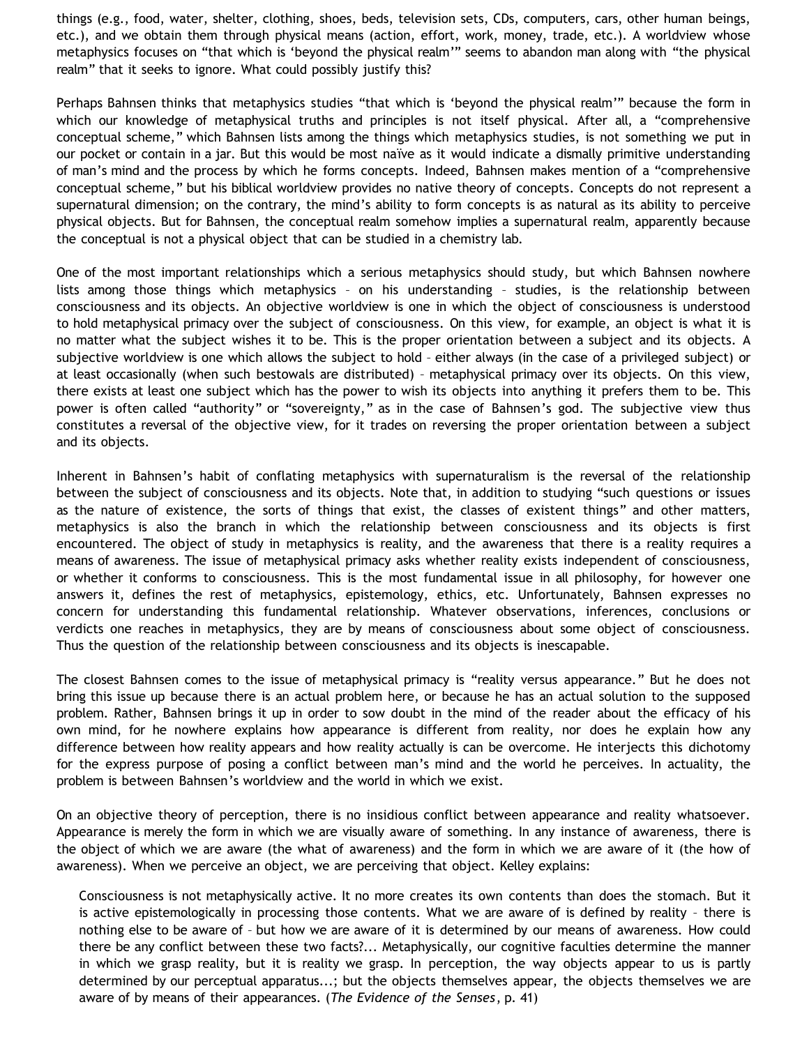things (e.g., food, water, shelter, clothing, shoes, beds, television sets, CDs, computers, cars, other human beings, etc.), and we obtain them through physical means (action, effort, work, money, trade, etc.). A worldview whose metaphysics focuses on "that which is 'beyond the physical realm'" seems to abandon man along with "the physical realm" that it seeks to ignore. What could possibly justify this?

Perhaps Bahnsen thinks that metaphysics studies "that which is 'beyond the physical realm'" because the form in which our knowledge of metaphysical truths and principles is not itself physical. After all, a "comprehensive conceptual scheme," which Bahnsen lists among the things which metaphysics studies, is not something we put in our pocket or contain in a jar. But this would be most naïve as it would indicate a dismally primitive understanding of man's mind and the process by which he forms concepts. Indeed, Bahnsen makes mention of a "comprehensive conceptual scheme," but his biblical worldview provides no native theory of concepts. Concepts do not represent a supernatural dimension; on the contrary, the mind's ability to form concepts is as natural as its ability to perceive physical objects. But for Bahnsen, the conceptual realm somehow implies a supernatural realm, apparently because the conceptual is not a physical object that can be studied in a chemistry lab.

One of the most important relationships which a serious metaphysics should study, but which Bahnsen nowhere lists among those things which metaphysics – on his understanding – studies, is the relationship between consciousness and its objects. An objective worldview is one in which the object of consciousness is understood to hold metaphysical primacy over the subject of consciousness. On this view, for example, an object is what it is no matter what the subject wishes it to be. This is the proper orientation between a subject and its objects. A subjective worldview is one which allows the subject to hold – either always (in the case of a privileged subject) or at least occasionally (when such bestowals are distributed) – metaphysical primacy over its objects. On this view, there exists at least one subject which has the power to wish its objects into anything it prefers them to be. This power is often called "authority" or "sovereignty," as in the case of Bahnsen's god. The subjective view thus constitutes a reversal of the objective view, for it trades on reversing the proper orientation between a subject and its objects.

Inherent in Bahnsen's habit of conflating metaphysics with supernaturalism is the reversal of the relationship between the subject of consciousness and its objects. Note that, in addition to studying "such questions or issues as the nature of existence, the sorts of things that exist, the classes of existent things" and other matters, metaphysics is also the branch in which the relationship between consciousness and its objects is first encountered. The object of study in metaphysics is reality, and the awareness that there is a reality requires a means of awareness. The issue of metaphysical primacy asks whether reality exists independent of consciousness, or whether it conforms to consciousness. This is the most fundamental issue in all philosophy, for however one answers it, defines the rest of metaphysics, epistemology, ethics, etc. Unfortunately, Bahnsen expresses no concern for understanding this fundamental relationship. Whatever observations, inferences, conclusions or verdicts one reaches in metaphysics, they are by means of consciousness about some object of consciousness. Thus the question of the relationship between consciousness and its objects is inescapable.

The closest Bahnsen comes to the issue of metaphysical primacy is "reality versus appearance." But he does not bring this issue up because there is an actual problem here, or because he has an actual solution to the supposed problem. Rather, Bahnsen brings it up in order to sow doubt in the mind of the reader about the efficacy of his own mind, for he nowhere explains how appearance is different from reality, nor does he explain how any difference between how reality appears and how reality actually is can be overcome. He interjects this dichotomy for the express purpose of posing a conflict between man's mind and the world he perceives. In actuality, the problem is between Bahnsen's worldview and the world in which we exist.

On an objective theory of perception, there is no insidious conflict between appearance and reality whatsoever. Appearance is merely the form in which we are visually aware of something. In any instance of awareness, there is the object of which we are aware (the what of awareness) and the form in which we are aware of it (the how of awareness). When we perceive an object, we are perceiving that object. Kelley explains:

> Consciousness is not metaphysically active. It no more creates its own contents than does the stomach. But it is active epistemologically in processing those contents. What we are aware of is defined by reality – there is nothing else to be aware of – but how we are aware of it is determined by our means of awareness. How could there be any conflict between these two facts?... Metaphysically, our cognitive faculties determine the manner in which we grasp reality, but it is reality we grasp. In perception, the way objects appear to us is partly determined by our perceptual apparatus...; but the objects themselves appear, the objects themselves we are aware of by means of their appearances. (*The Evidence of the Senses*, p. 41)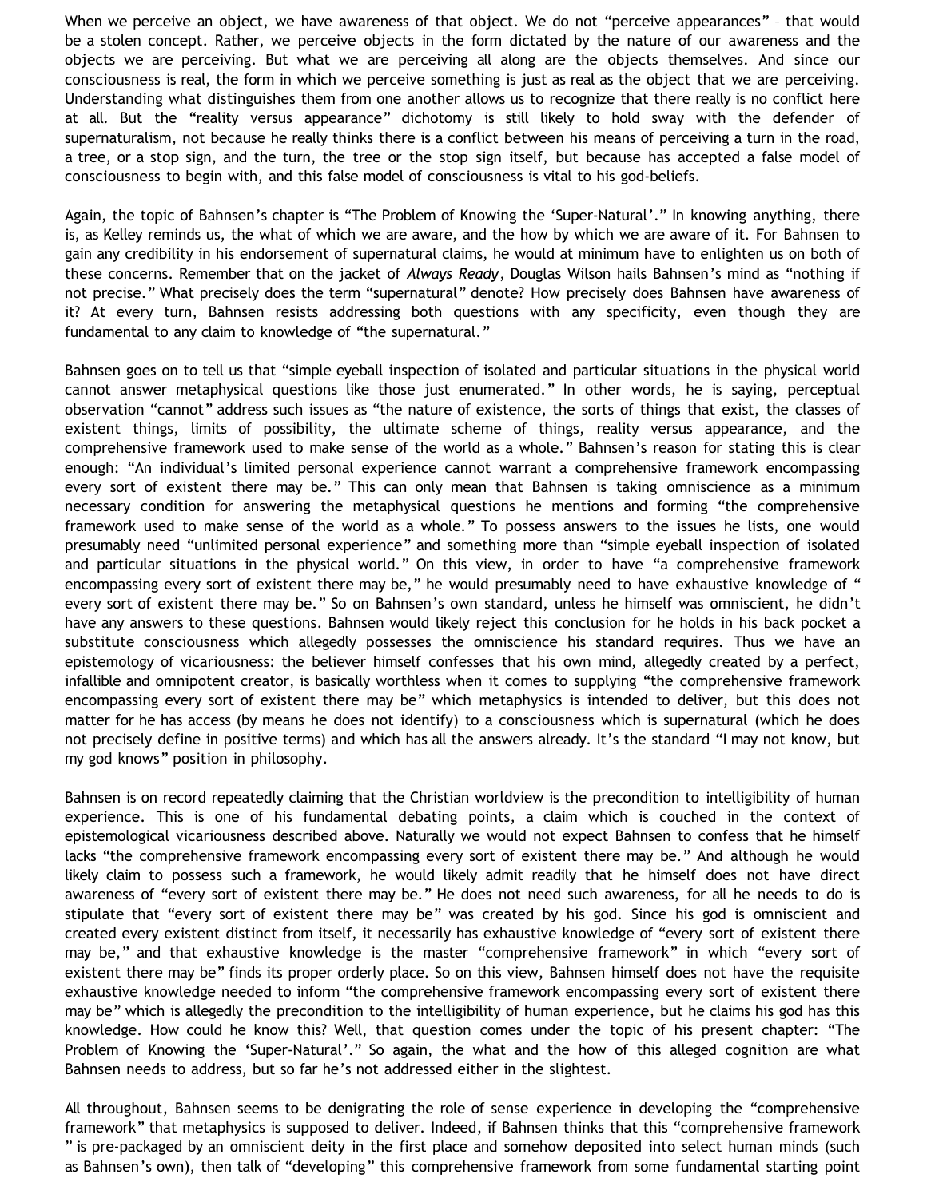When we perceive an object, we have awareness of that object. We do not "perceive appearances" – that would be a stolen concept. Rather, we perceive objects in the form dictated by the nature of our awareness and the objects we are perceiving. But what we are perceiving all along are the objects themselves. And since our consciousness is real, the form in which we perceive something is just as real as the object that we are perceiving. Understanding what distinguishes them from one another allows us to recognize that there really is no conflict here at all. But the "reality versus appearance" dichotomy is still likely to hold sway with the defender of supernaturalism, not because he really thinks there is a conflict between his means of perceiving a turn in the road, a tree, or a stop sign, and the turn, the tree or the stop sign itself, but because has accepted a false model of consciousness to begin with, and this false model of consciousness is vital to his god-beliefs.

Again, the topic of Bahnsen's chapter is "The Problem of Knowing the 'Super-Natural'." In knowing anything, there is, as Kelley reminds us, the what of which we are aware, and the how by which we are aware of it. For Bahnsen to gain any credibility in his endorsement of supernatural claims, he would at minimum have to enlighten us on both of these concerns. Remember that on the jacket of *Always Ready*, Douglas Wilson hails Bahnsen's mind as "nothing if not precise." What precisely does the term "supernatural" denote? How precisely does Bahnsen have awareness of it? At every turn, Bahnsen resists addressing both questions with any specificity, even though they are fundamental to any claim to knowledge of "the supernatural."

Bahnsen goes on to tell us that "simple eyeball inspection of isolated and particular situations in the physical world cannot answer metaphysical questions like those just enumerated." In other words, he is saying, perceptual observation "cannot" address such issues as "the nature of existence, the sorts of things that exist, the classes of existent things, limits of possibility, the ultimate scheme of things, reality versus appearance, and the comprehensive framework used to make sense of the world as a whole." Bahnsen's reason for stating this is clear enough: "An individual's limited personal experience cannot warrant a comprehensive framework encompassing every sort of existent there may be." This can only mean that Bahnsen is taking omniscience as a minimum necessary condition for answering the metaphysical questions he mentions and forming "the comprehensive framework used to make sense of the world as a whole." To possess answers to the issues he lists, one would presumably need "unlimited personal experience" and something more than "simple eyeball inspection of isolated and particular situations in the physical world." On this view, in order to have "a comprehensive framework encompassing every sort of existent there may be," he would presumably need to have exhaustive knowledge of " every sort of existent there may be." So on Bahnsen's own standard, unless he himself was omniscient, he didn't have any answers to these questions. Bahnsen would likely reject this conclusion for he holds in his back pocket a substitute consciousness which allegedly possesses the omniscience his standard requires. Thus we have an epistemology of vicariousness: the believer himself confesses that his own mind, allegedly created by a perfect, infallible and omnipotent creator, is basically worthless when it comes to supplying "the comprehensive framework encompassing every sort of existent there may be" which metaphysics is intended to deliver, but this does not matter for he has access (by means he does not identify) to a consciousness which is supernatural (which he does not precisely define in positive terms) and which has all the answers already. It's the standard "I may not know, but my god knows" position in philosophy.

Bahnsen is on record repeatedly claiming that the Christian worldview is the precondition to intelligibility of human experience. This is one of his fundamental debating points, a claim which is couched in the context of epistemological vicariousness described above. Naturally we would not expect Bahnsen to confess that he himself lacks "the comprehensive framework encompassing every sort of existent there may be." And although he would likely claim to possess such a framework, he would likely admit readily that he himself does not have direct awareness of "every sort of existent there may be." He does not need such awareness, for all he needs to do is stipulate that "every sort of existent there may be" was created by his god. Since his god is omniscient and created every existent distinct from itself, it necessarily has exhaustive knowledge of "every sort of existent there may be," and that exhaustive knowledge is the master "comprehensive framework" in which "every sort of existent there may be" finds its proper orderly place. So on this view, Bahnsen himself does not have the requisite exhaustive knowledge needed to inform "the comprehensive framework encompassing every sort of existent there may be" which is allegedly the precondition to the intelligibility of human experience, but he claims his god has this knowledge. How could he know this? Well, that question comes under the topic of his present chapter: "The Problem of Knowing the 'Super-Natural'." So again, the what and the how of this alleged cognition are what Bahnsen needs to address, but so far he's not addressed either in the slightest.

All throughout, Bahnsen seems to be denigrating the role of sense experience in developing the "comprehensive framework" that metaphysics is supposed to deliver. Indeed, if Bahnsen thinks that this "comprehensive framework " is pre-packaged by an omniscient deity in the first place and somehow deposited into select human minds (such as Bahnsen's own), then talk of "developing" this comprehensive framework from some fundamental starting point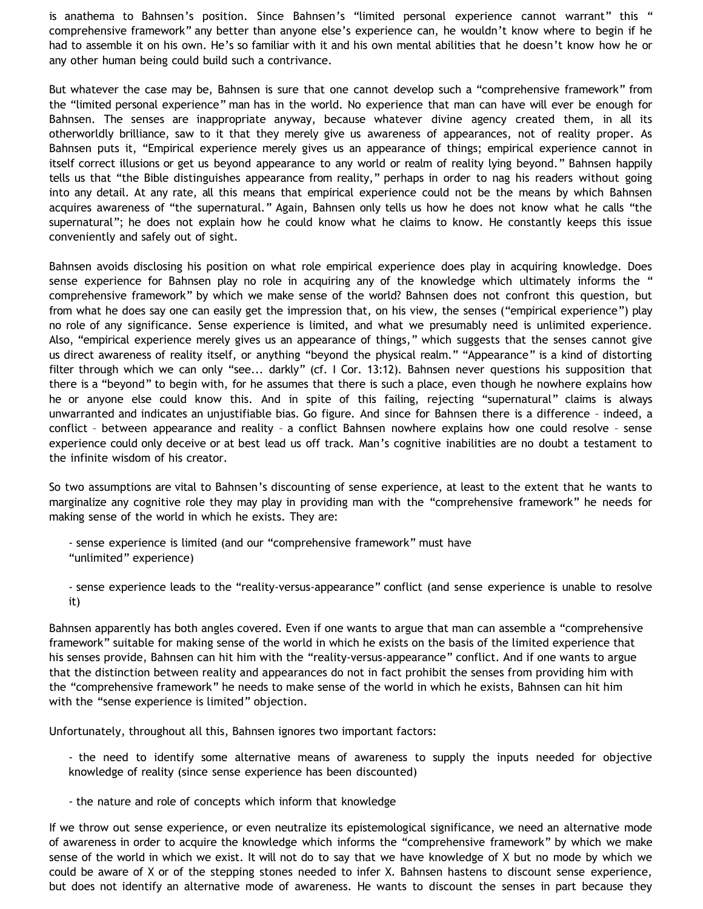is anathema to Bahnsen's position. Since Bahnsen's "limited personal experience cannot warrant" this " comprehensive framework" any better than anyone else's experience can, he wouldn't know where to begin if he had to assemble it on his own. He's so familiar with it and his own mental abilities that he doesn't know how he or any other human being could build such a contrivance.

But whatever the case may be, Bahnsen is sure that one cannot develop such a "comprehensive framework" from the "limited personal experience" man has in the world. No experience that man can have will ever be enough for Bahnsen. The senses are inappropriate anyway, because whatever divine agency created them, in all its otherworldly brilliance, saw to it that they merely give us awareness of appearances, not of reality proper. As Bahnsen puts it, "Empirical experience merely gives us an appearance of things; empirical experience cannot in itself correct illusions or get us beyond appearance to any world or realm of reality lying beyond." Bahnsen happily tells us that "the Bible distinguishes appearance from reality," perhaps in order to nag his readers without going into any detail. At any rate, all this means that empirical experience could not be the means by which Bahnsen acquires awareness of "the supernatural." Again, Bahnsen only tells us how he does not know what he calls "the supernatural"; he does not explain how he could know what he claims to know. He constantly keeps this issue conveniently and safely out of sight.

Bahnsen avoids disclosing his position on what role empirical experience does play in acquiring knowledge. Does sense experience for Bahnsen play no role in acquiring any of the knowledge which ultimately informs the " comprehensive framework" by which we make sense of the world? Bahnsen does not confront this question, but from what he does say one can easily get the impression that, on his view, the senses ("empirical experience") play no role of any significance. Sense experience is limited, and what we presumably need is unlimited experience. Also, "empirical experience merely gives us an appearance of things," which suggests that the senses cannot give us direct awareness of reality itself, or anything "beyond the physical realm." "Appearance" is a kind of distorting filter through which we can only "see... darkly" (cf. I Cor. 13:12). Bahnsen never questions his supposition that there is a "beyond" to begin with, for he assumes that there is such a place, even though he nowhere explains how he or anyone else could know this. And in spite of this failing, rejecting "supernatural" claims is always unwarranted and indicates an unjustifiable bias. Go figure. And since for Bahnsen there is a difference – indeed, a conflict – between appearance and reality – a conflict Bahnsen nowhere explains how one could resolve – sense experience could only deceive or at best lead us off track. Man's cognitive inabilities are no doubt a testament to the infinite wisdom of his creator.

So two assumptions are vital to Bahnsen's discounting of sense experience, at least to the extent that he wants to marginalize any cognitive role they may play in providing man with the "comprehensive framework" he needs for making sense of the world in which he exists. They are:

- sense experience is limited (and our "comprehensive framework" must have "unlimited" experience)

- sense experience leads to the "reality-versus-appearance" conflict (and sense experience is unable to resolve it)

Bahnsen apparently has both angles covered. Even if one wants to argue that man can assemble a "comprehensive framework" suitable for making sense of the world in which he exists on the basis of the limited experience that his senses provide, Bahnsen can hit him with the "reality-versus-appearance" conflict. And if one wants to argue that the distinction between reality and appearances do not in fact prohibit the senses from providing him with the "comprehensive framework" he needs to make sense of the world in which he exists, Bahnsen can hit him with the "sense experience is limited" objection.

Unfortunately, throughout all this, Bahnsen ignores two important factors:

- the need to identify some alternative means of awareness to supply the inputs needed for objective knowledge of reality (since sense experience has been discounted)

- the nature and role of concepts which inform that knowledge

If we throw out sense experience, or even neutralize its epistemological significance, we need an alternative mode of awareness in order to acquire the knowledge which informs the "comprehensive framework" by which we make sense of the world in which we exist. It will not do to say that we have knowledge of X but no mode by which we could be aware of X or of the stepping stones needed to infer X. Bahnsen hastens to discount sense experience, but does not identify an alternative mode of awareness. He wants to discount the senses in part because they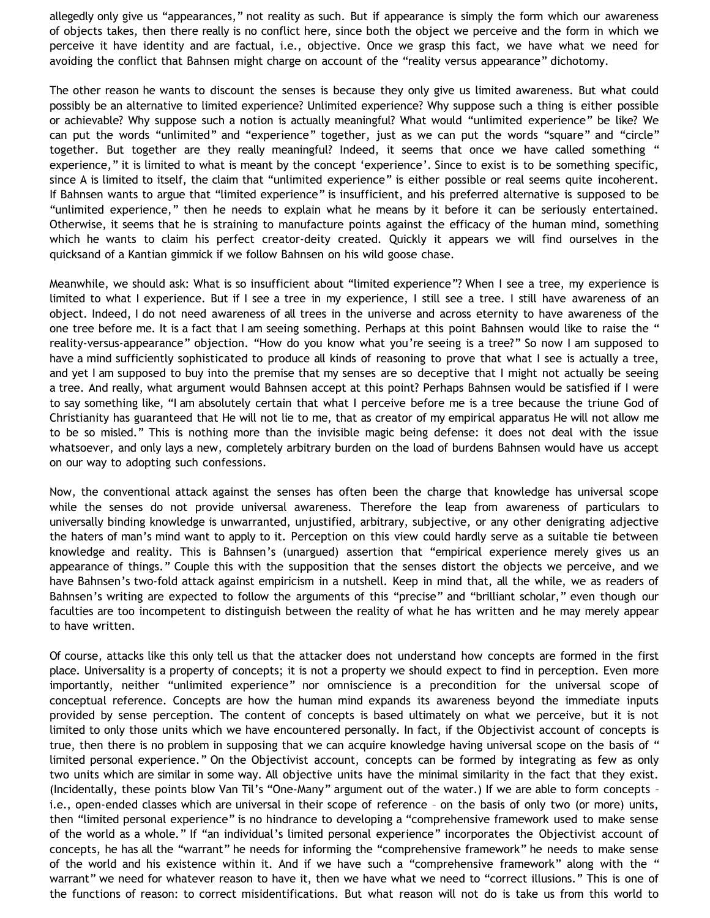allegedly only give us "appearances," not reality as such. But if appearance is simply the form which our awareness of objects takes, then there really is no conflict here, since both the object we perceive and the form in which we perceive it have identity and are factual, i.e., objective. Once we grasp this fact, we have what we need for avoiding the conflict that Bahnsen might charge on account of the "reality versus appearance" dichotomy.

The other reason he wants to discount the senses is because they only give us limited awareness. But what could possibly be an alternative to limited experience? Unlimited experience? Why suppose such a thing is either possible or achievable? Why suppose such a notion is actually meaningful? What would "unlimited experience" be like? We can put the words "unlimited" and "experience" together, just as we can put the words "square" and "circle" together. But together are they really meaningful? Indeed, it seems that once we have called something " experience," it is limited to what is meant by the concept 'experience'. Since to exist is to be something specific, since A is limited to itself, the claim that "unlimited experience" is either possible or real seems quite incoherent. If Bahnsen wants to argue that "limited experience" is insufficient, and his preferred alternative is supposed to be "unlimited experience," then he needs to explain what he means by it before it can be seriously entertained. Otherwise, it seems that he is straining to manufacture points against the efficacy of the human mind, something which he wants to claim his perfect creator-deity created. Quickly it appears we will find ourselves in the quicksand of a Kantian gimmick if we follow Bahnsen on his wild goose chase.

Meanwhile, we should ask: What is so insufficient about "limited experience"? When I see a tree, my experience is limited to what I experience. But if I see a tree in my experience, I still see a tree. I still have awareness of an object. Indeed, I do not need awareness of all trees in the universe and across eternity to have awareness of the one tree before me. It is a fact that I am seeing something. Perhaps at this point Bahnsen would like to raise the " reality-versus-appearance" objection. "How do you know what you're seeing is a tree?" So now I am supposed to have a mind sufficiently sophisticated to produce all kinds of reasoning to prove that what I see is actually a tree, and yet I am supposed to buy into the premise that my senses are so deceptive that I might not actually be seeing a tree. And really, what argument would Bahnsen accept at this point? Perhaps Bahnsen would be satisfied if I were to say something like, "I am absolutely certain that what I perceive before me is a tree because the triune God of Christianity has guaranteed that He will not lie to me, that as creator of my empirical apparatus He will not allow me to be so misled." This is nothing more than the invisible magic being defense: it does not deal with the issue whatsoever, and only lays a new, completely arbitrary burden on the load of burdens Bahnsen would have us accept on our way to adopting such confessions.

Now, the conventional attack against the senses has often been the charge that knowledge has universal scope while the senses do not provide universal awareness. Therefore the leap from awareness of particulars to universally binding knowledge is unwarranted, unjustified, arbitrary, subjective, or any other denigrating adjective the haters of man's mind want to apply to it. Perception on this view could hardly serve as a suitable tie between knowledge and reality. This is Bahnsen's (unargued) assertion that "empirical experience merely gives us an appearance of things." Couple this with the supposition that the senses distort the objects we perceive, and we have Bahnsen's two-fold attack against empiricism in a nutshell. Keep in mind that, all the while, we as readers of Bahnsen's writing are expected to follow the arguments of this "precise" and "brilliant scholar," even though our faculties are too incompetent to distinguish between the reality of what he has written and he may merely appear to have written.

Of course, attacks like this only tell us that the attacker does not understand how concepts are formed in the first place. Universality is a property of concepts; it is not a property we should expect to find in perception. Even more importantly, neither "unlimited experience" nor omniscience is a precondition for the universal scope of conceptual reference. Concepts are how the human mind expands its awareness beyond the immediate inputs provided by sense perception. The content of concepts is based ultimately on what we perceive, but it is not limited to only those units which we have encountered personally. In fact, if the Objectivist account of concepts is true, then there is no problem in supposing that we can acquire knowledge having universal scope on the basis of " limited personal experience." On the Objectivist account, concepts can be formed by integrating as few as only two units which are similar in some way. All objective units have the minimal similarity in the fact that they exist. (Incidentally, these points blow Van Til's "One-Many" argument out of the water.) If we are able to form concepts – i.e., open-ended classes which are universal in their scope of reference – on the basis of only two (or more) units, then "limited personal experience" is no hindrance to developing a "comprehensive framework used to make sense of the world as a whole." If "an individual's limited personal experience" incorporates the Objectivist account of concepts, he has all the "warrant" he needs for informing the "comprehensive framework" he needs to make sense of the world and his existence within it. And if we have such a "comprehensive framework" along with the " warrant" we need for whatever reason to have it, then we have what we need to "correct illusions." This is one of the functions of reason: to correct misidentifications. But what reason will not do is take us from this world to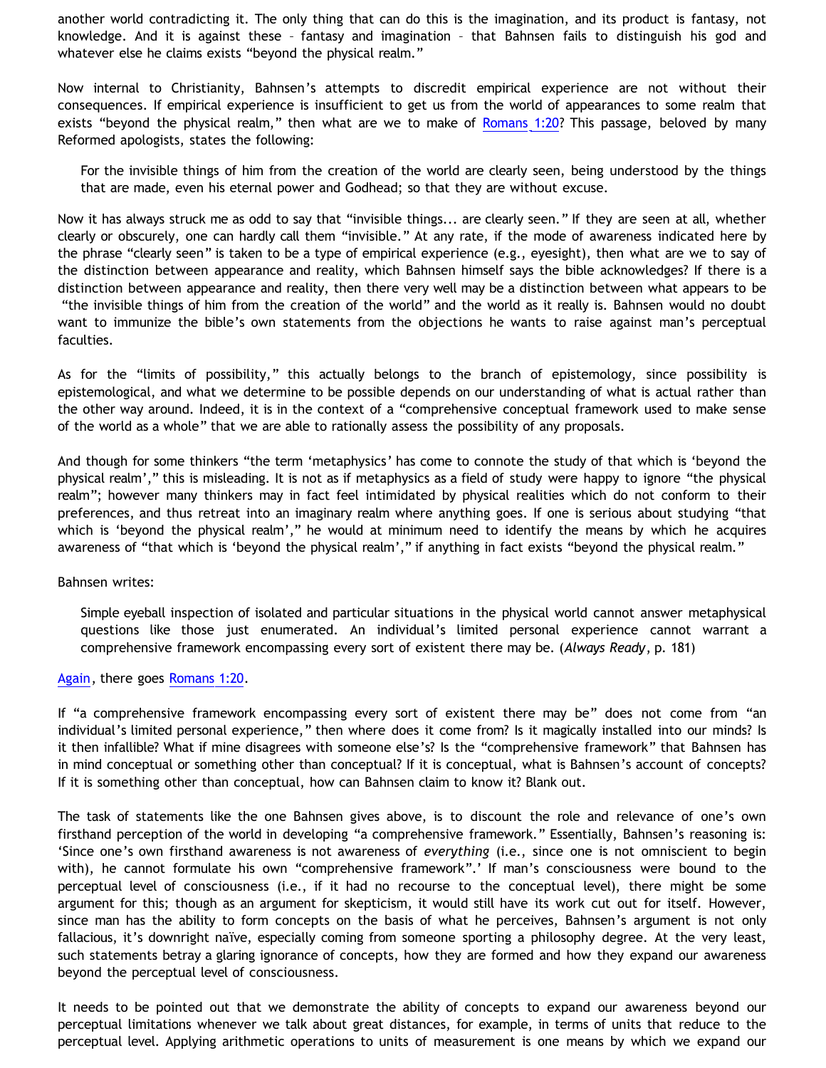another world contradicting it. The only thing that can do this is the imagination, and its product is fantasy, not knowledge. And it is against these – fantasy and imagination – that Bahnsen fails to distinguish his god and whatever else he claims exists "beyond the physical realm."

Now internal to Christianity, Bahnsen's attempts to discredit empirical experience are not without their consequences. If empirical experience is insufficient to get us from the world of appearances to some realm that exists "beyond the physical realm," then what are we to make of Romans 1:20? This passage, beloved by many Reformed apologists, states the following:

> For the invisible things of him from the creation of the world are clearly seen, being understood by the things that are made, even his eternal power and Godhead; so that they are without excuse.

Now it has always struck me as odd to say that "invisible things... are clearly seen." If they are seen at all, whether clearly or obscurely, one can hardly call them "invisible." At any rate, if the mode of awareness indicated here by the phrase "clearly seen" is taken to be a type of empirical experience (e.g., eyesight), then what are we to say of the distinction between appearance and reality, which Bahnsen himself says the bible acknowledges? If there is a distinction between appearance and reality, then there very well may be a distinction between what appears to be "the invisible things of him from the creation of the world" and the world as it really is. Bahnsen would no doubt want to immunize the bible's own statements from the objections he wants to raise against man's perceptual faculties.

As for the "limits of possibility," this actually belongs to the branch of epistemology, since possibility is epistemological, and what we determine to be possible depends on our understanding of what is actual rather than the other way around. Indeed, it is in the context of a "comprehensive conceptual framework used to make sense of the world as a whole" that we are able to rationally assess the possibility of any proposals.

And though for some thinkers "the term 'metaphysics' has come to connote the study of that which is 'beyond the physical realm'," this is misleading. It is not as if metaphysics as a field of study were happy to ignore "the physical realm"; however many thinkers may in fact feel intimidated by physical realities which do not conform to their preferences, and thus retreat into an imaginary realm where anything goes. If one is serious about studying "that which is 'beyond the physical realm'," he would at minimum need to identify the means by which he acquires awareness of "that which is 'beyond the physical realm'," if anything in fact exists "beyond the physical realm."

Bahnsen writes:

> Simple eyeball inspection of isolated and particular situations in the physical world cannot answer metaphysical questions like those just enumerated. An individual's limited personal experience cannot warrant a comprehensive framework encompassing every sort of existent there may be. (*Always Ready*, p. 181)

Again, there goes Romans 1:20.

If "a comprehensive framework encompassing every sort of existent there may be" does not come from "an individual's limited personal experience," then where does it come from? Is it magically installed into our minds? Is it then infallible? What if mine disagrees with someone else's? Is the "comprehensive framework" that Bahnsen has in mind conceptual or something other than conceptual? If it is conceptual, what is Bahnsen's account of concepts? If it is something other than conceptual, how can Bahnsen claim to know it? Blank out.

The task of statements like the one Bahnsen gives above, is to discount the role and relevance of one's own firsthand perception of the world in developing "a comprehensive framework." Essentially, Bahnsen's reasoning is: 'Since one's own firsthand awareness is not awareness of *everything* (i.e., since one is not omniscient to begin with), he cannot formulate his own "comprehensive framework".' If man's consciousness were bound to the perceptual level of consciousness (i.e., if it had no recourse to the conceptual level), there might be some argument for this; though as an argument for skepticism, it would still have its work cut out for itself. However, since man has the ability to form concepts on the basis of what he perceives, Bahnsen's argument is not only fallacious, it's downright naïve, especially coming from someone sporting a philosophy degree. At the very least, such statements betray a glaring ignorance of concepts, how they are formed and how they expand our awareness beyond the perceptual level of consciousness.

It needs to be pointed out that we demonstrate the ability of concepts to expand our awareness beyond our perceptual limitations whenever we talk about great distances, for example, in terms of units that reduce to the perceptual level. Applying arithmetic operations to units of measurement is one means by which we expand our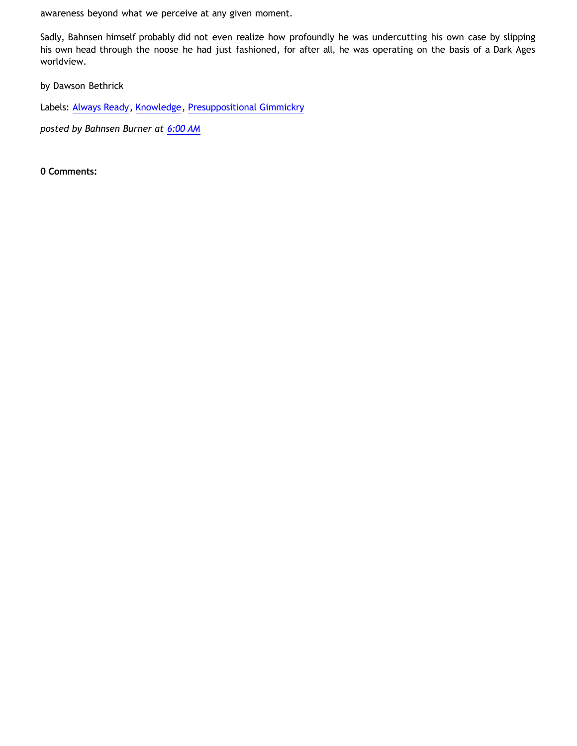awareness beyond what we perceive at any given moment.

Sadly, Bahnsen himself probably did not even realize how profoundly he was undercutting his own case by slipping his own head through the noose he had just fashioned, for after all, he was operating on the basis of a Dark Ages worldview.

by Dawson Bethrick

Labels: Always Ready, Knowledge, Presuppositional Gimmickry

*posted by Bahnsen Burner at 6:00 AM*

**0 Comments:**